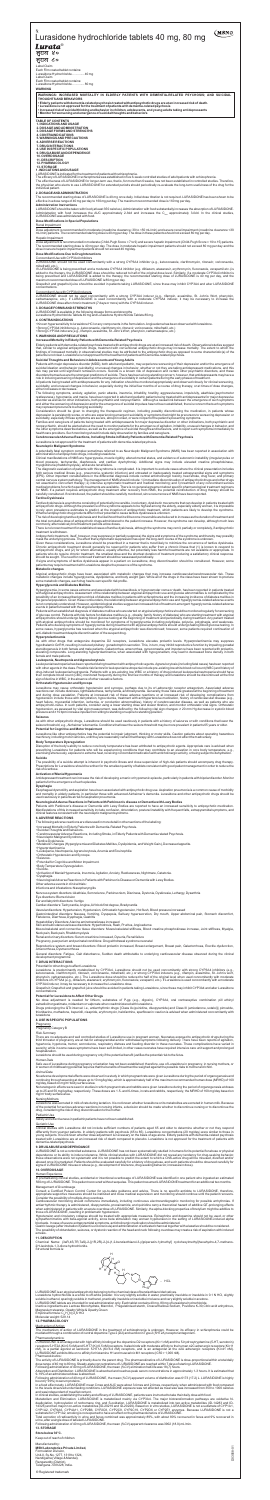# Lurasidone hydrochloride tablets 40 mg, 80 mg

**Lurata**

Each film coated tablet contains:
Lurasidone Hydrochloride ........ 40 mg
Excipients ........ q.s.

Each film coated tablet contains:
Lurasidone Hydrochloride ........ 80 mg
Excipients ........ q.s.

**WARNING: INCREASED MORTALITY IN ELDERLY PATIENTS WITH DEMENTIA-RELATED PSYCHOSIS; AND SUICIDAL THOUGHTS AND BEHAVIORS**

1 INDICATIONS AND USAGE
2 DOSAGE AND ADMINISTRATION
3 DOSAGE FORMS AND STRENGTHS
4 CONTRAINDICATIONS
5 WARNINGS AND PRECAUTIONS
6 ADVERSE REACTIONS
7 DRUG INTERACTIONS
8 USE IN SPECIFIC POPULATIONS
9 DRUG ABUSE AND DEPENDENCE
10 OVERDOSAGE
11 DESCRIPTION
12 CLINICAL PHARMACOLOGY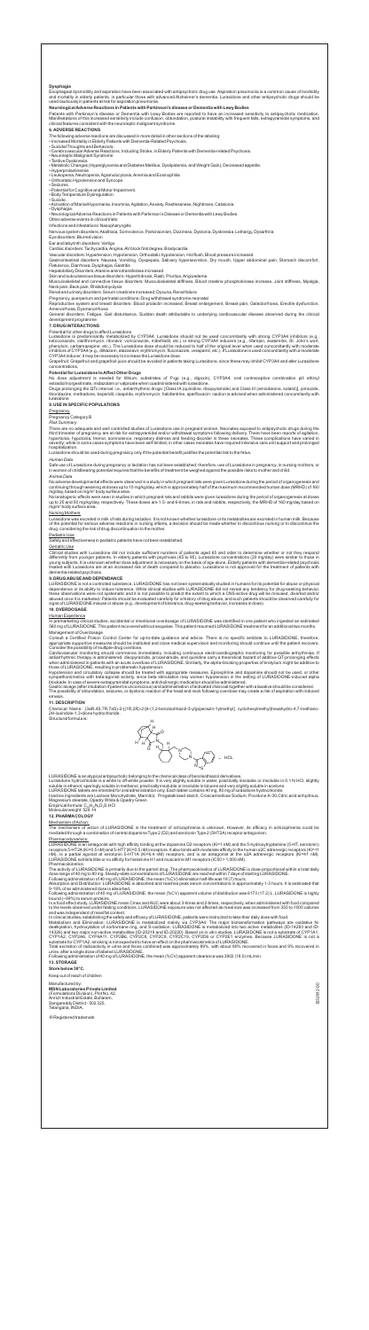**Dysphagia**

Esophageal dysmotility and aspiration have been associated with antipsychotic drug use. Aspiration pneumonia is a common cause of morbidity and mortality in elderly patients, in particular those with advanced Alzheimer's dementia. Lurasidone and other antipsychotic drugs should be used cautiously in patients at risk for aspiration pneumonia.

**Neurological Adverse Reactions in Patients with Parkinson's disease or Dementia with Lewy Bodies**

Patients with Parkinson's disease or Dementia with Lewy Bodies are reported to have an increased sensitivity to antipsychotic medication. Manifestations of this increased sensitivity include confusion, obtundation, postural instability with frequent falls, extrapyramidal symptoms, and clinical features consistent with the neuroleptic malignant syndrome.

**6. ADVERSE REACTIONS**

The following adverse reactions are discussed in more detail in other sections of the labeling:

- Increased Mortality in Elderly Patients with Dementia-Related Psychosis.
- Suicidal Thoughts and Behaviors.
- Cerebrovascular Adverse Reactions, Including Stroke, in Elderly Patients with Dementia-related Psychosis.
- Neuroleptic Malignant Syndrome
- Tardive Dyskinesia
- Metabolic Changes (Hyperglycemia and Diabetes Mellitus, Dyslipidemia, and Weight Gain). Decreased appetite.
- Hyperprolactinemia
- Leukopenia, Neutropenia, Agranulocytosis, Anemia and Eosinophilia
- Orthostatic Hypotension and Syncope.
- Seizures.
- Potential for Cognitive and Motor Impairment.
- Body Temperature Dysregulation.
- Suicide.
- Activation of Mania/Hypomania, Insomnia, Agitation, Anxiety, Restlessness, Nightmares, Catatonia
- Dysphagia.
- Neurological Adverse Reactions in Patients with Parkinson's Disease or Dementia with Lewy Bodies.

Other adverse events in clinical trials:

Infections and infestations: Nasopharyngitis

Nervous system disorders: Akathisia, Somnolence, Parkinsonism, Dizziness, Dystonia, Dyskinesia, Lethargy, Dysarthria

Eye disorders: Blurred vision

Ear and labyrinth disorders: Vertigo

Cardiac disorders: Tachycardia, Angina, AV block first degree, Bradycardia

Vascular disorders: Hypertension, Hypotension, Orthostatic hypotension, Hot flush, Blood pressure increased

Gastrointestinal disorders: Nausea, Vomiting, Dyspepsia, Salivary hypersecretion, Dry mouth, Upper abdominal pain, Stomach discomfort, Flatulence, Diarrhoea, Dysphagia, Gastritis

Hepatobiliary Disorders: Alanine aminotransferase increased

Skin and subcutaneous tissue disorders: Hyperhidrosis, Rash, Pruritus, Angioedema

Musculoskeletal and connective tissue disorders: Musculoskeletal stiffness, Blood creatine phosphokinase increase, Joint stiffness, Myalgia, Neck pain, Back pain, Rhabdomyolysis

Renal and urinary disorders: Serum creatinine increased, Dysuria, Renal failure

Pregnancy, puerperium and perinatal conditions: Drug withdrawal syndrome neonatal

Reproductive system and breast disorders: Blood prolactin increased, Breast enlargement, Breast pain, Galactorrhoea, Erectile dysfunction, Amenorrhoea, Dysmenorrhoea

General disorders: Fatigue, Gait disturbance, Sudden death attributable to underlying cardiovascular disease observed during the clinical development programme

**7. DRUG INTERACTIONS**

Potential for other drugs to affect Lurasidone

Lurasidone is predominantly metabolized by CYP3A4. Lurasidone should not be used concomitantly with strong CYP3A4 inhibitors (e.g., ketoconazole, clarithromycin, ritonavir, voriconazole, mibefradil, etc.) or strong CYP3A4 inducers (e.g., rifampin, avasimibe, St. John's wort, phenytoin, carbamazepine, etc.). The Lurasidone dose should be reduced to half of the original level when used concomitantly with moderate inhibitors of CYP3A4 (e.g., diltiazem, atazanavir, erythromycin, fluconazole, verapamil, etc.). If Lurasidone is used concomitantly with a moderate CYP3A4 inducer, it may be necessary to increase the Lurasidone dose.

Grapefruit: Grapefruit and grapefruit juice should be avoided in patients taking Lurasidone, since these may inhibit CYP3A4 and alter Lurasidone concentrations.

**Potential for Lurasidone to Affect Other Drugs**

No dose adjustment is needed for lithium, substrates of P-gp (e.g., digoxin), CYP3A4, oral contraceptive combination pill ethinyl estradiol/norgestimate, midazolam or valproate when coadministered with lurasidone.

Drugs prolonging the QTc interval i.e., antiarrhythmic drugs; [Class IA (quinidine, disopyramide) and Class III (amiodarone, sotalol)], pimozide, thioridazine, methadone, bepridil, cisapride, erythromycin, halofantrine, sparfloxacin: caution is advised when administered concomitantly with lurasidone

**8. USE IN SPECIFIC POPULATIONS**

Pregnancy

Pregnancy Category B

*Risk Summary*

There are no adequate and well controlled studies of Lurasidone use in pregnant women. Neonates exposed to antipsychotic drugs during the third trimester of pregnancy are at risk for extrapyramidal and/or withdrawal symptoms following delivery. There have been reports of agitation, hypertonia, hypotonia, tremor, somnolence, respiratory distress and feeding disorder in these neonates. These complications have varied in severity; while in some cases symptoms have been self-limited, in other cases neonates have required intensive care unit support and prolonged hospitalization.

Lurasidone should be used during pregnancy only if the potential benefit justifies the potential risk to the fetus.

*Human Data*

Safe use of Lurasidone during pregnancy or lactation has not been established; therefore, use of Lurasidone in pregnancy, in nursing mothers, or in women of childbearing potential requires that the benefits of treatment be weighed against the possible risks to mother and child.

*Animal Data*

No adverse developmental effects were observed in a study in which pregnant rats were given Lurasidone during the period of organogenesis and continuing through weaning at doses up to 10 mg/kg/day, which is approximately half of the maximum recommended human dose (MRHD) of 160 mg/day, based on mg/m² body surface area.

No teratogenic effects were seen in studies in which pregnant rats and rabbits were given lurasidone during the period of organogenesis at doses up to 25 and 50 mg/kg/day, respectively. These doses are 1.5- and 6-times, in rats and rabbits, respectively, the MRHD of 160 mg/day based on mg/m² body surface area.

Nursing Mothers

Lurasidone was excreted in milk of rats during lactation. It is not known whether lurasidone or its metabolites are excreted in human milk. Because of the potential for serious adverse reactions in nursing infants, a decision should be made whether to discontinue nursing or to discontinue the drug, considering the risk of drug discontinuation to the mother.

Pediatric Use

Safety and effectiveness in pediatric patients have not been established.

Geriatric Use

Clinical studies with Lurasidone did not include sufficient numbers of patients aged 65 and older to determine whether or not they respond differently from younger patients. In elderly patients with psychosis (65 to 85), lurasidone concentrations (20 mg/day) were similar to those in young subjects. It is unknown whether dose adjustment is necessary on the basis of age alone. Elderly patients with dementia-related psychosis treated with Lurasidone are at an increased risk of death compared to placebo. Lurasidone is not approved for the treatment of patients with dementia-related psychosis.

**9. DRUG ABUSE AND DEPENDENCE**

LURASIDONE is not a controlled substance. LURASIDONE has not been systematically studied in humans for its potential for abuse or physical dependence or its ability to induce tolerance. While clinical studies with LURASIDONE did not reveal any tendency for drug-seeking behavior, these observations were not systematic and it is not possible to predict the extent to which a CNS-active drug will be misused, diverted and/or abused once it is marketed. Patients should be evaluated carefully for a history of drug abuse, and such patients should be observed carefully for signs of LURASIDONE misuse or abuse (e.g., development of tolerance, drug-seeking behavior, increases in dose).

**10. OVERDOSAGE**

Human Experience

In premarketing clinical studies, accidental or intentional overdosage of LURASIDONE was identified in one patient who ingested an estimated 560 mg of LURASIDONE. This patient recovered without sequelae. This patient resumed LURASIDONE treatment for an additional two months.

Management of Overdosage

Consult a Certified Poison Control Center for up-to-date guidance and advice. There is no specific antidote to LURASIDONE, therefore, appropriate supportive measures should be instituted and close medical supervision and monitoring should continue until the patient recovers. Consider the possibility of multiple-drug overdose.

Cardiovascular monitoring should commence immediately, including continuous electrocardiographic monitoring for possible arrhythmias. If antiarrhythmic therapy is administered, disopyramide, procainamide, and quinidine carry a theoretical hazard of additive QT-prolonging effects when administered in patients with an acute overdose of LURASIDONE. Similarly, the alpha-blocking properties of bretylium might be additive to those of LURASIDONE, resulting in problematic hypotension.

Hypotension and circulatory collapse should be treated with appropriate measures. Epinephrine and dopamine should not be used, or other sympathomimetics with beta-agonist activity, since beta stimulation may worsen hypotension in the setting of LURASIDONE-induced alpha blockade. In case of severe extrapyramidal symptoms, anticholinergic medication should be administered.

Gastric lavage (after intubation if patient is unconscious) and administration of activated charcoal together with a laxative should be considered.

The possibility of obtundation, seizures, or dystonic reaction of the head and neck following overdose may create a risk of aspiration with induced emesis.

**11. DESCRIPTION**

Chemical Name: (3aR,4S,7R,7aS)-2-{(1R,2R)-2-[4-(1,2-benzisothiazol-3-yl)piperazin-1-ylmethyl] cyclohexylmethyl}hexahydro-4,7-methano-2H-isoindole-1,3-dione hydrochloride.

Structural formula is:

· HCL

LURASIDONE is an atypical antipsychotic belonging to the chemical class of benzisothiazol derivatives.

Lurasidone hydrochloride is a white to off-white powder. It is very slightly soluble in water, practically insoluble or insoluble in 0.1 N HCl, slightly soluble in ethanol, sparingly soluble in methanol, practically insoluble or insoluble in toluene and very slightly soluble in acetone.

LURASIDONE tablets are intended for oral administration only. Each tablet contains 40 mg, 80 mg of lurasidone hydrochloride.

Inactive ingredients are Lactose Monohydrate, Mannitol, Pregelatinised starch, Croscarmellose Sodium, Povidone K-30, Citric acid anhydrous, Magnesium stearate, Opadry White & Opadry Green.

Empirical Formula: $C_{28}H_{36}N_4O_2S$·HCl

Molecular weight: 529.14

**12. PHARMACOLOGY**

Mechanism of Action

The mechanism of action of LURASIDONE in the treatment of schizophrenia is unknown. However, its efficacy in schizophrenia could be mediated through a combination of central dopamine Type 2 (D2) and serotonin Type 2 (5HT2A) receptor antagonism.

Pharmacodynamics

LURASIDONE is an antagonist with high affinity binding at the dopamine D2 receptors (Ki=1 nM) and the 5-hydroxytryptamine (5-HT, serotonin) receptors 5-HT2A (Ki=0.5 nM) and 5-HT7 (Ki=0.5 nM) receptors. It also binds with moderate affinity to the human α2C adrenergic receptors (Ki=11 nM), is a partial agonist at serotonin 5-HT1A (Ki=6.4 nM) receptors, and is an antagonist at the α2A adrenergic receptors (Ki=41 nM). LURASIDONE exhibits little or no affinity for histamine H1 and muscarinic M1 receptors (IC50 > 1,000 nM).

Pharmacokinetics

The activity of LURASIDONE is primarily due to the parent drug. The pharmacokinetics of LURASIDONE is dose-proportional within a total daily dose range of 40 mg to 80 mg. Steady-state concentrations of LURASIDONE are reached within 7 days of starting LURASIDONE.

Following administration of 40 mg of LURASIDONE, the mean (%CV) elimination half-life was 18 (7) hours.

Absorption and Distribution: LURASIDONE is absorbed and reaches peak serum concentrations in approximately 1-3 hours. It is estimated that 9-19% of an administered dose is absorbed.

Following administration of 40 mg of LURASIDONE, the mean (%CV) apparent volume of distribution was 6173 (17.2) L. LURASIDONE is highly bound (~99%) to serum proteins.

In a food effect study, LURASIDONE mean Cmax and AUC were about 3-times and 2-times, respectively, when administered with food compared to the levels observed under fasting conditions. LURASIDONE exposure was not affected as meal size was increased from 350 to 1000 calories and was independent of meal fat content.

In clinical studies, establishing the safety and efficacy of LURASIDONE, patients were instructed to take their daily dose with food.

Metabolism and Elimination: LURASIDONE is metabolized mainly via CYP3A4. The major biotransformation pathways are oxidative N-dealkylation, hydroxylation of norbornane ring, and S-oxidation. LURASIDONE is metabolized into two active metabolites (ID-14283 and ID-14326) and two major non-active metabolites (ID-20219 and ID-20220). Based on in vitro studies, LURASIDONE is not a substrate of CYP1A1, CYP1A2, CYP2A6, CYP4A11, CYP2B6, CYP2C8, CYP2C9, CYP2C19, CYP2D6 or CYP2E1 enzymes. Because LURASIDONE is not a substrate for CYP1A2, smoking is not expected to have an effect on the pharmacokinetics of LURASIDONE.

Total excretion of radioactivity in urine and feces combined was approximately 89%, with about 80% recovered in feces and 9% recovered in urine, after a single dose of labeled LURASIDONE.

Following administration of 40 mg of LURASIDONE, the mean (%CV) apparent clearance was 3902 (18.0) mL/min.

**13. STORAGE**

**Store below 30°C.**

Keep out of reach of children

Manufactured by:

**MSN Laboratories Private Limited**

(Formulations Division), Plot No. 42,
Anrich Industrial Estate, Bollaram,
Sangareddy District - 502 325,
Telangana, INDIA.

® Registered trademark

832692-00